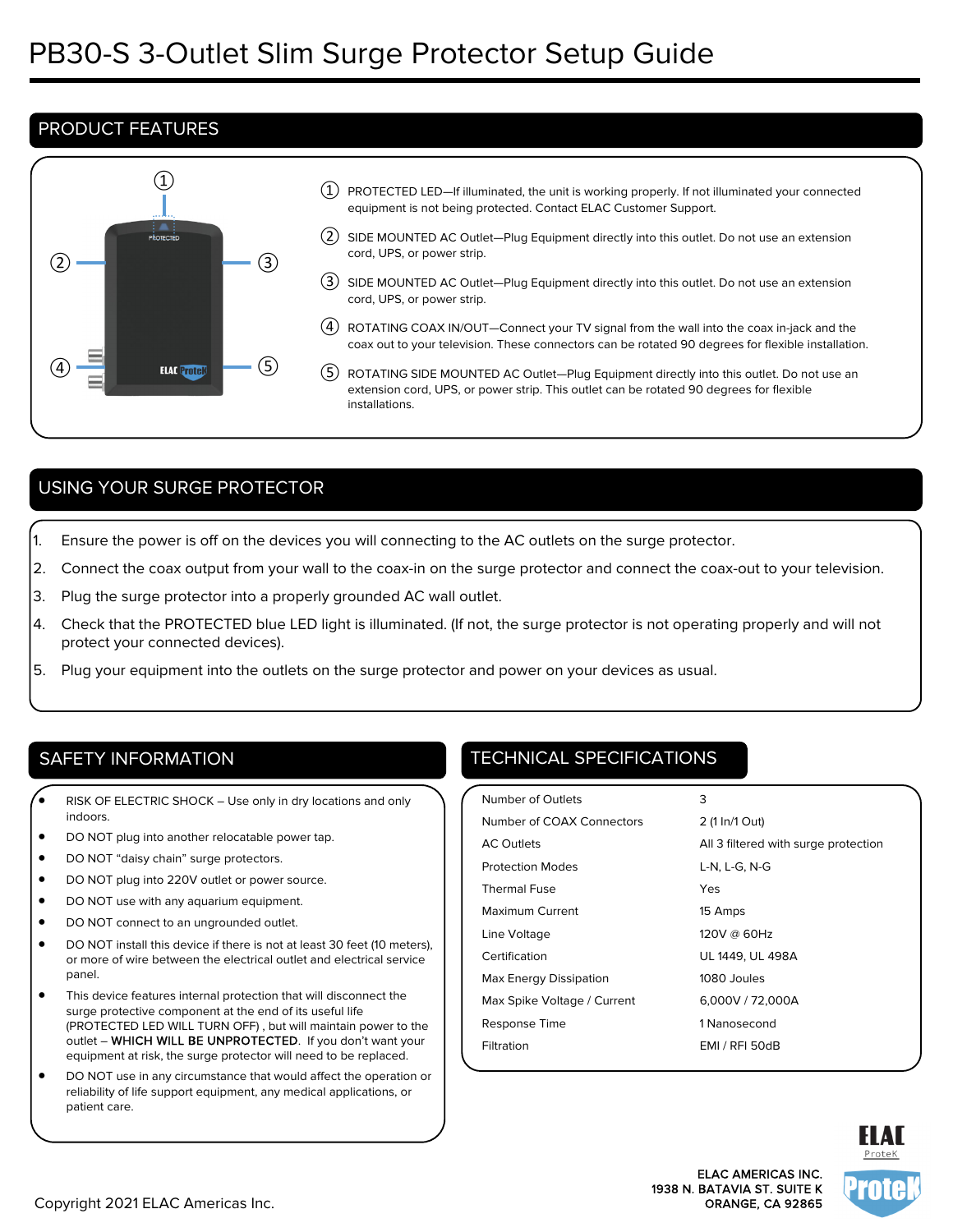# PB30-S 3-Outlet Slim Surge Protector Setup Guide

## PRODUCT FEATURES

① PROTECTED LED—If illuminated, the unit is working properly. If not illuminated your connected equipment is not being protected. Contact ELAC Customer Support.

② SIDE MOUNTED AC Outlet—Plug Equipment directly into this outlet. Do not use an extension cord, UPS, or power strip.

③ SIDE MOUNTED AC Outlet—Plug Equipment directly into this outlet. Do not use an extension cord, UPS, or power strip.

④ ROTATING COAX IN/OUT—Connect your TV signal from the wall into the coax in-jack and the coax out to your television. These connectors can be rotated 90 degrees for flexible installation.

⑤ ROTATING SIDE MOUNTED AC Outlet—Plug Equipment directly into this outlet. Do not use an extension cord, UPS, or power strip. This outlet can be rotated 90 degrees for flexible installations.

## USING YOUR SURGE PROTECTOR

1. Ensure the power is off on the devices you will connecting to the AC outlets on the surge protector.
2. Connect the coax output from your wall to the coax-in on the surge protector and connect the coax-out to your television.
3. Plug the surge protector into a properly grounded AC wall outlet.
4. Check that the PROTECTED blue LED light is illuminated. (If not, the surge protector is not operating properly and will not protect your connected devices).
5. Plug your equipment into the outlets on the surge protector and power on your devices as usual.

## SAFETY INFORMATION

- RISK OF ELECTRIC SHOCK – Use only in dry locations and only indoors.
- DO NOT plug into another relocatable power tap.
- DO NOT “daisy chain” surge protectors.
- DO NOT plug into 220V outlet or power source.
- DO NOT use with any aquarium equipment.
- DO NOT connect to an ungrounded outlet.
- DO NOT install this device if there is not at least 30 feet (10 meters), or more of wire between the electrical outlet and electrical service panel.
- This device features internal protection that will disconnect the surge protective component at the end of its useful life (PROTECTED LED WILL TURN OFF) , but will maintain power to the outlet – **WHICH WILL BE UNPROTECTED**. If you don’t want your equipment at risk, the surge protector will need to be replaced.
- DO NOT use in any circumstance that would affect the operation or reliability of life support equipment, any medical applications, or patient care.

## TECHNICAL SPECIFICATIONS

| | |
|---|---|
| Number of Outlets | 3 |
| Number of COAX Connectors | 2 (1 In/1 Out) |
| AC Outlets | All 3 filtered with surge protection |
| Protection Modes | L-N, L-G, N-G |
| Thermal Fuse | Yes |
| Maximum Current | 15 Amps |
| Line Voltage | 120V @ 60Hz |
| Certification | UL 1449, UL 498A |
| Max Energy Dissipation | 1080 Joules |
| Max Spike Voltage / Current | 6,000V / 72,000A |
| Response Time | 1 Nanosecond |
| Filtration | EMI / RFI 50dB |

ELAC AMERICAS INC.
1938 N. BATAVIA ST. SUITE K
ORANGE, CA 92865

Copyright 2021 ELAC Americas Inc.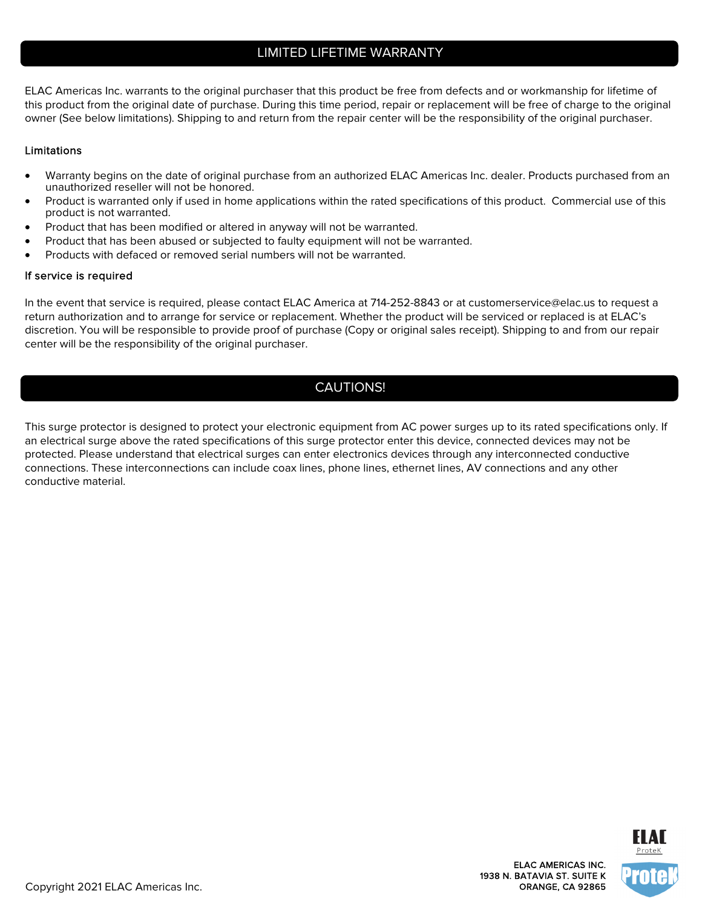## LIMITED LIFETIME WARRANTY

ELAC Americas Inc. warrants to the original purchaser that this product be free from defects and or workmanship for lifetime of this product from the original date of purchase. During this time period, repair or replacement will be free of charge to the original owner (See below limitations). Shipping to and return from the repair center will be the responsibility of the original purchaser.

### Limitations

- Warranty begins on the date of original purchase from an authorized ELAC Americas Inc. dealer. Products purchased from an unauthorized reseller will not be honored.
- Product is warranted only if used in home applications within the rated specifications of this product. Commercial use of this product is not warranted.
- Product that has been modified or altered in anyway will not be warranted.
- Product that has been abused or subjected to faulty equipment will not be warranted.
- Products with defaced or removed serial numbers will not be warranted.

### If service is required

In the event that service is required, please contact ELAC America at 714-252-8843 or at customerservice@elac.us to request a return authorization and to arrange for service or replacement. Whether the product will be serviced or replaced is at ELAC's discretion. You will be responsible to provide proof of purchase (Copy or original sales receipt). Shipping to and from our repair center will be the responsibility of the original purchaser.

## CAUTIONS!

This surge protector is designed to protect your electronic equipment from AC power surges up to its rated specifications only. If an electrical surge above the rated specifications of this surge protector enter this device, connected devices may not be protected. Please understand that electrical surges can enter electronics devices through any interconnected conductive connections. These interconnections can include coax lines, phone lines, ethernet lines, AV connections and any other conductive material.

Copyright 2021 ELAC Americas Inc.

ELAC AMERICAS INC.
1938 N. BATAVIA ST. SUITE K
ORANGE, CA 92865

ELAC ProteK